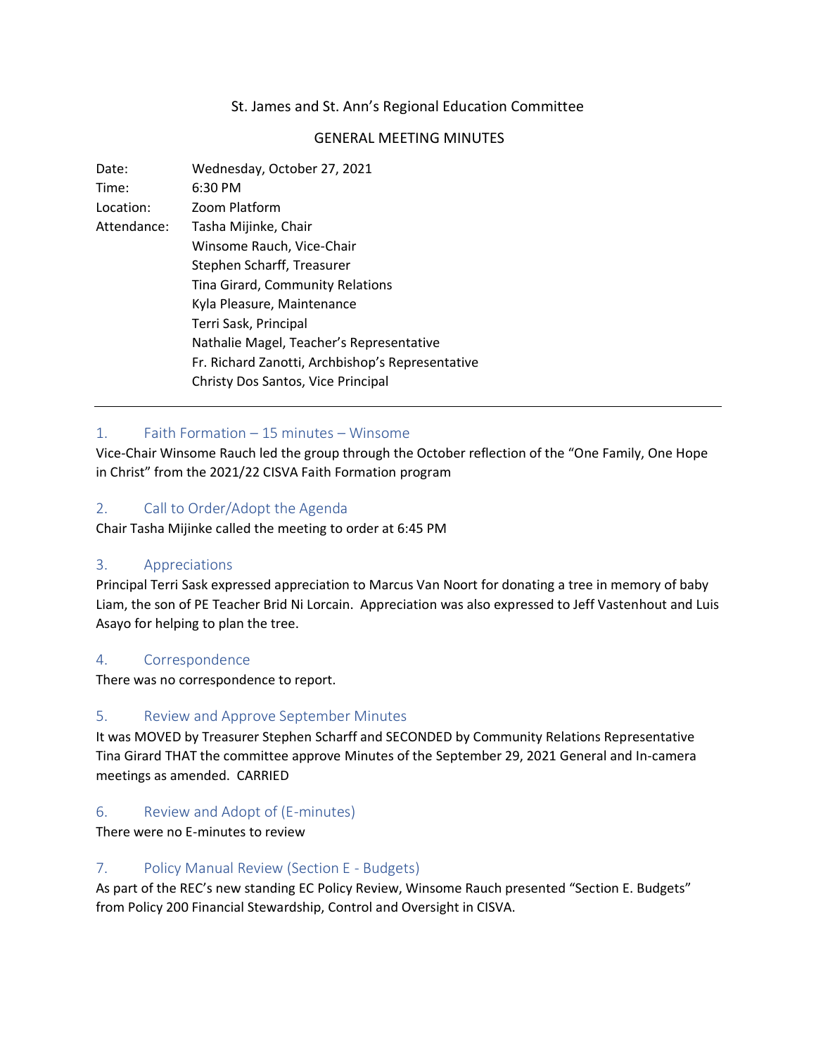St. James and St. Ann's Regional Education Committee

GENERAL MEETING MINUTES

| | |
|---|---|
| Date: | Wednesday, October 27, 2021 |
| Time: | 6:30 PM |
| Location: | Zoom Platform |
| Attendance: | Tasha Mijinke, Chair |
| | Winsome Rauch, Vice-Chair |
| | Stephen Scharff, Treasurer |
| | Tina Girard, Community Relations |
| | Kyla Pleasure, Maintenance |
| | Terri Sask, Principal |
| | Nathalie Magel, Teacher's Representative |
| | Fr. Richard Zanotti, Archbishop's Representative |
| | Christy Dos Santos, Vice Principal |

---

## 1. Faith Formation – 15 minutes – Winsome

Vice-Chair Winsome Rauch led the group through the October reflection of the "One Family, One Hope in Christ" from the 2021/22 CISVA Faith Formation program

## 2. Call to Order/Adopt the Agenda

Chair Tasha Mijinke called the meeting to order at 6:45 PM

## 3. Appreciations

Principal Terri Sask expressed appreciation to Marcus Van Noort for donating a tree in memory of baby Liam, the son of PE Teacher Brid Ni Lorcain. Appreciation was also expressed to Jeff Vastenhout and Luis Asayo for helping to plan the tree.

## 4. Correspondence

There was no correspondence to report.

## 5. Review and Approve September Minutes

It was MOVED by Treasurer Stephen Scharff and SECONDED by Community Relations Representative Tina Girard THAT the committee approve Minutes of the September 29, 2021 General and In-camera meetings as amended. CARRIED

## 6. Review and Adopt of (E-minutes)

There were no E-minutes to review

## 7. Policy Manual Review (Section E - Budgets)

As part of the REC's new standing EC Policy Review, Winsome Rauch presented "Section E. Budgets" from Policy 200 Financial Stewardship, Control and Oversight in CISVA.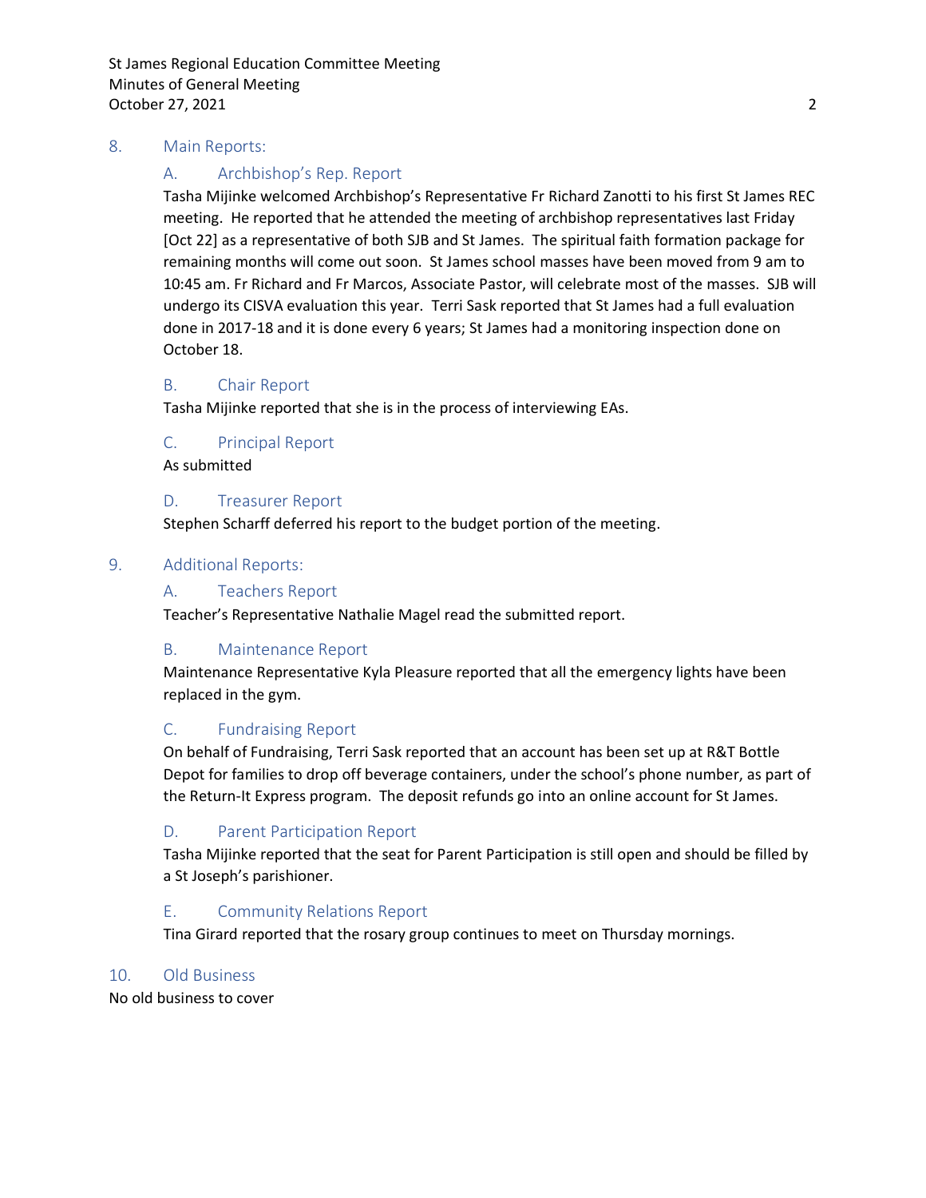## 8. Main Reports:

### A. Archbishop's Rep. Report

Tasha Mijinke welcomed Archbishop's Representative Fr Richard Zanotti to his first St James REC meeting. He reported that he attended the meeting of archbishop representatives last Friday [Oct 22] as a representative of both SJB and St James. The spiritual faith formation package for remaining months will come out soon. St James school masses have been moved from 9 am to 10:45 am. Fr Richard and Fr Marcos, Associate Pastor, will celebrate most of the masses. SJB will undergo its CISVA evaluation this year. Terri Sask reported that St James had a full evaluation done in 2017-18 and it is done every 6 years; St James had a monitoring inspection done on October 18.

### B. Chair Report

Tasha Mijinke reported that she is in the process of interviewing EAs.

### C. Principal Report

As submitted

### D. Treasurer Report

Stephen Scharff deferred his report to the budget portion of the meeting.

## 9. Additional Reports:

### A. Teachers Report

Teacher's Representative Nathalie Magel read the submitted report.

### B. Maintenance Report

Maintenance Representative Kyla Pleasure reported that all the emergency lights have been replaced in the gym.

### C. Fundraising Report

On behalf of Fundraising, Terri Sask reported that an account has been set up at R&T Bottle Depot for families to drop off beverage containers, under the school's phone number, as part of the Return-It Express program. The deposit refunds go into an online account for St James.

### D. Parent Participation Report

Tasha Mijinke reported that the seat for Parent Participation is still open and should be filled by a St Joseph's parishioner.

### E. Community Relations Report

Tina Girard reported that the rosary group continues to meet on Thursday mornings.

## 10. Old Business

No old business to cover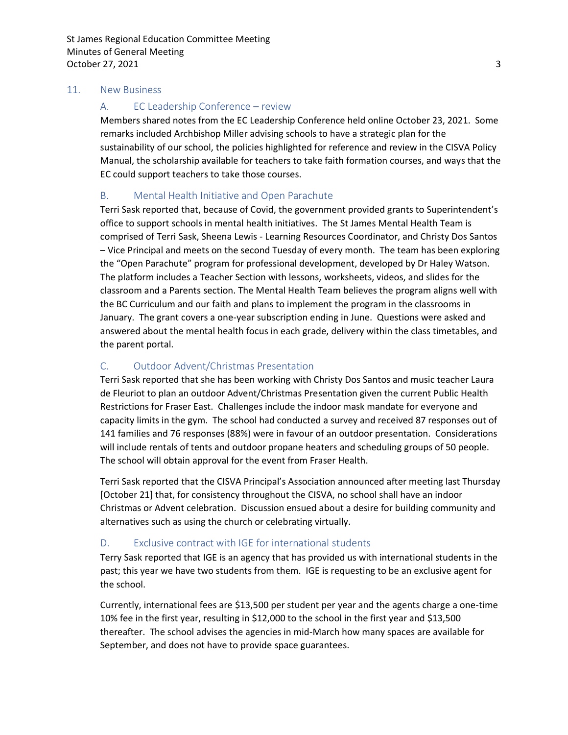## 11. New Business

### A. EC Leadership Conference – review

Members shared notes from the EC Leadership Conference held online October 23, 2021. Some remarks included Archbishop Miller advising schools to have a strategic plan for the sustainability of our school, the policies highlighted for reference and review in the CISVA Policy Manual, the scholarship available for teachers to take faith formation courses, and ways that the EC could support teachers to take those courses.

### B. Mental Health Initiative and Open Parachute

Terri Sask reported that, because of Covid, the government provided grants to Superintendent's office to support schools in mental health initiatives. The St James Mental Health Team is comprised of Terri Sask, Sheena Lewis - Learning Resources Coordinator, and Christy Dos Santos – Vice Principal and meets on the second Tuesday of every month. The team has been exploring the "Open Parachute" program for professional development, developed by Dr Haley Watson. The platform includes a Teacher Section with lessons, worksheets, videos, and slides for the classroom and a Parents section. The Mental Health Team believes the program aligns well with the BC Curriculum and our faith and plans to implement the program in the classrooms in January. The grant covers a one-year subscription ending in June. Questions were asked and answered about the mental health focus in each grade, delivery within the class timetables, and the parent portal.

### C. Outdoor Advent/Christmas Presentation

Terri Sask reported that she has been working with Christy Dos Santos and music teacher Laura de Fleuriot to plan an outdoor Advent/Christmas Presentation given the current Public Health Restrictions for Fraser East. Challenges include the indoor mask mandate for everyone and capacity limits in the gym. The school had conducted a survey and received 87 responses out of 141 families and 76 responses (88%) were in favour of an outdoor presentation. Considerations will include rentals of tents and outdoor propane heaters and scheduling groups of 50 people. The school will obtain approval for the event from Fraser Health.

Terri Sask reported that the CISVA Principal's Association announced after meeting last Thursday [October 21] that, for consistency throughout the CISVA, no school shall have an indoor Christmas or Advent celebration. Discussion ensued about a desire for building community and alternatives such as using the church or celebrating virtually.

### D. Exclusive contract with IGE for international students

Terry Sask reported that IGE is an agency that has provided us with international students in the past; this year we have two students from them. IGE is requesting to be an exclusive agent for the school.

Currently, international fees are $13,500 per student per year and the agents charge a one-time 10% fee in the first year, resulting in $12,000 to the school in the first year and $13,500 thereafter. The school advises the agencies in mid-March how many spaces are available for September, and does not have to provide space guarantees.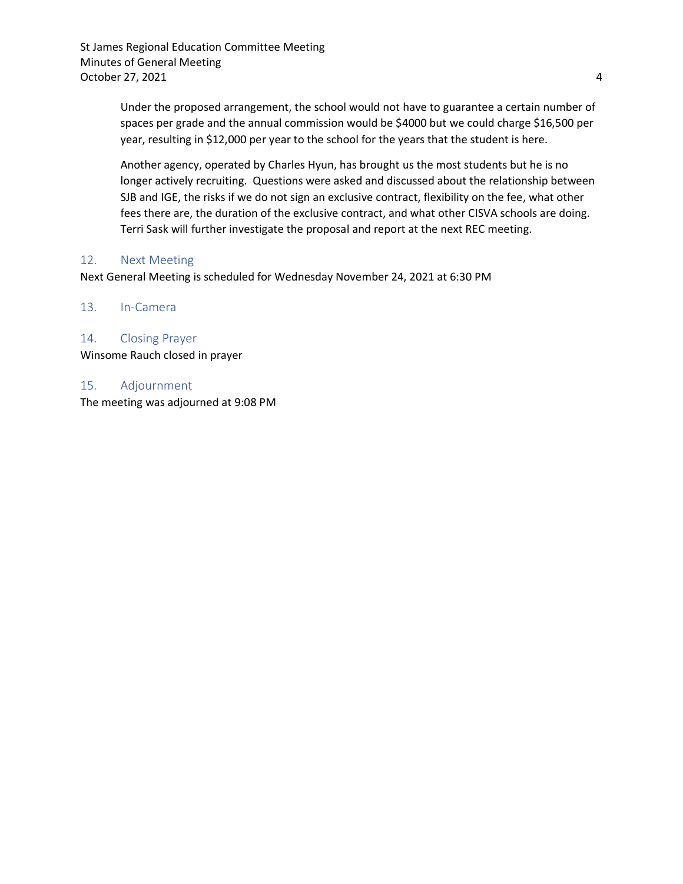Under the proposed arrangement, the school would not have to guarantee a certain number of spaces per grade and the annual commission would be $4000 but we could charge $16,500 per year, resulting in $12,000 per year to the school for the years that the student is here.

Another agency, operated by Charles Hyun, has brought us the most students but he is no longer actively recruiting. Questions were asked and discussed about the relationship between SJB and IGE, the risks if we do not sign an exclusive contract, flexibility on the fee, what other fees there are, the duration of the exclusive contract, and what other CISVA schools are doing. Terri Sask will further investigate the proposal and report at the next REC meeting.

## 12. Next Meeting

Next General Meeting is scheduled for Wednesday November 24, 2021 at 6:30 PM

## 13. In-Camera

## 14. Closing Prayer

Winsome Rauch closed in prayer

## 15. Adjournment

The meeting was adjourned at 9:08 PM